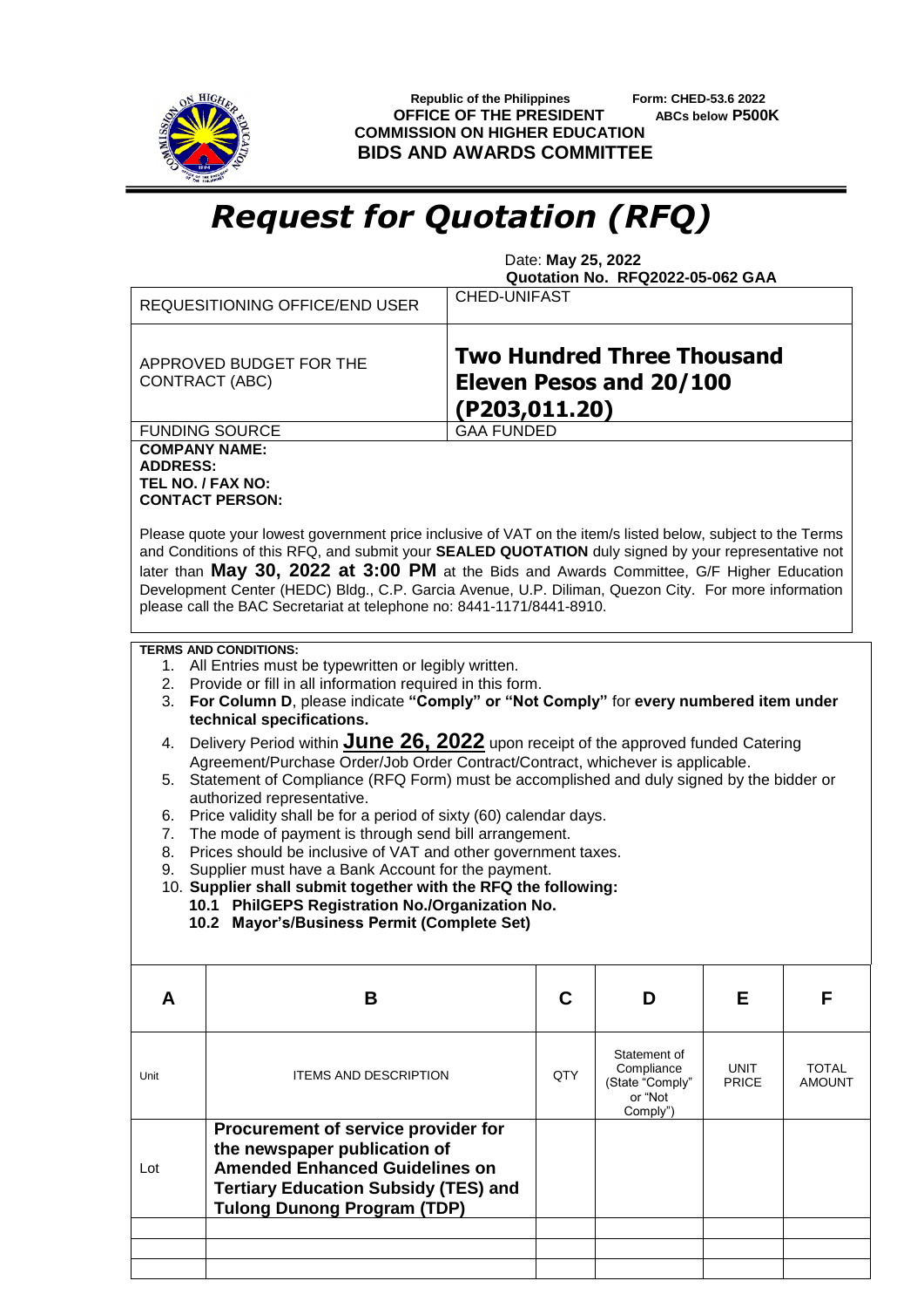Republic of the Philippines
**OFFICE OF THE PRESIDENT**
**COMMISSION ON HIGHER EDUCATION**
**BIDS AND AWARDS COMMITTEE**

**Form: CHED-53.6 2022**
**ABCs below P500K**

# *Request for Quotation (RFQ)*

Date: **May 25, 2022**
**Quotation No. RFQ2022-05-062 GAA**

| | |
|---|---|
| REQUESITIONING OFFICE/END USER | CHED-UNIFAST |
| APPROVED BUDGET FOR THE CONTRACT (ABC) | **Two Hundred Three Thousand Eleven Pesos and 20/100 (P203,011.20)** |
| FUNDING SOURCE | GAA FUNDED |

**COMPANY NAME:**
**ADDRESS:**
**TEL NO. / FAX NO:**
**CONTACT PERSON:**

Please quote your lowest government price inclusive of VAT on the item/s listed below, subject to the Terms and Conditions of this RFQ, and submit your **SEALED QUOTATION** duly signed by your representative not later than **May 30, 2022 at 3:00 PM** at the Bids and Awards Committee, G/F Higher Education Development Center (HEDC) Bldg., C.P. Garcia Avenue, U.P. Diliman, Quezon City. For more information please call the BAC Secretariat at telephone no: 8441-1171/8441-8910.

**TERMS AND CONDITIONS:**

1. All Entries must be typewritten or legibly written.
2. Provide or fill in all information required in this form.
3. **For Column D**, please indicate **"Comply" or "Not Comply"** for **every numbered item under technical specifications.**
4. Delivery Period within **June 26, 2022** upon receipt of the approved funded Catering Agreement/Purchase Order/Job Order Contract/Contract, whichever is applicable.
5. Statement of Compliance (RFQ Form) must be accomplished and duly signed by the bidder or authorized representative.
6. Price validity shall be for a period of sixty (60) calendar days.
7. The mode of payment is through send bill arrangement.
8. Prices should be inclusive of VAT and other government taxes.
9. Supplier must have a Bank Account for the payment.
10. **Supplier shall submit together with the RFQ the following:**
    **10.1 PhilGEPS Registration No./Organization No.**
    **10.2 Mayor's/Business Permit (Complete Set)**

| A | B | C | D | E | F |
|---|---|---|---|---|---|
| Unit | ITEMS AND DESCRIPTION | QTY | Statement of Compliance (State "Comply" or "Not Comply") | UNIT PRICE | TOTAL AMOUNT |
| Lot | **Procurement of service provider for the newspaper publication of Amended Enhanced Guidelines on Tertiary Education Subsidy (TES) and Tulong Dunong Program (TDP)** | | | | |
| | | | | | |
| | | | | | |
| | | | | | |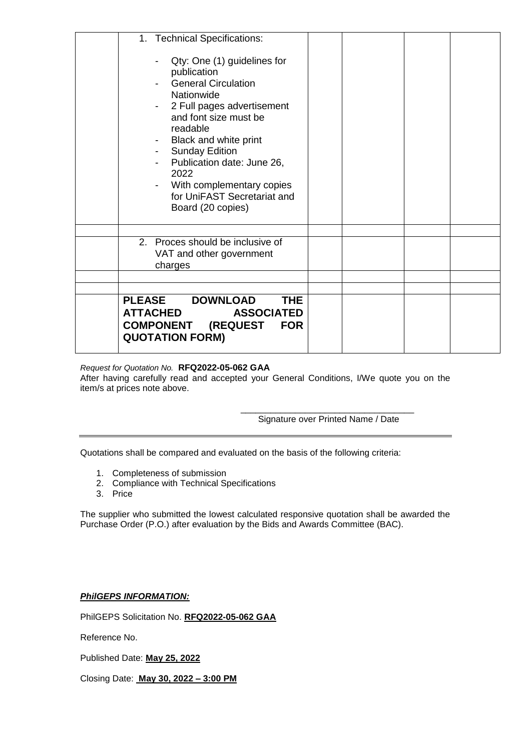| | | | | | |
|---|---|---|---|---|---|
| | 1. Technical Specifications:<br><br>- Qty: One (1) guidelines for publication<br>- General Circulation Nationwide<br>- 2 Full pages advertisement and font size must be readable<br>- Black and white print<br>- Sunday Edition<br>- Publication date: June 26, 2022<br>- With complementary copies for UniFAST Secretariat and Board (20 copies) | | | | |
| | | | | | |
| | 2. Proces should be inclusive of VAT and other government charges | | | | |
| | | | | | |
| | | | | | |
| | **PLEASE DOWNLOAD THE ATTACHED ASSOCIATED COMPONENT (REQUEST FOR QUOTATION FORM)** | | | | |

*Request for Quotation No.* **RFQ2022-05-062 GAA**

After having carefully read and accepted your General Conditions, I/We quote you on the item/s at prices note above.

\_\_\_\_\_\_\_\_\_\_\_\_\_\_\_\_\_\_\_\_\_\_\_\_\_\_\_\_\_\_\_\_\_\_\_\_

Signature over Printed Name / Date

---

Quotations shall be compared and evaluated on the basis of the following criteria:

1. Completeness of submission
2. Compliance with Technical Specifications
3. Price

The supplier who submitted the lowest calculated responsive quotation shall be awarded the Purchase Order (P.O.) after evaluation by the Bids and Awards Committee (BAC).

***PhilGEPS INFORMATION:***

PhilGEPS Solicitation No. **RFQ2022-05-062 GAA**

Reference No.

Published Date: **May 25, 2022**

Closing Date: **May 30, 2022 – 3:00 PM**